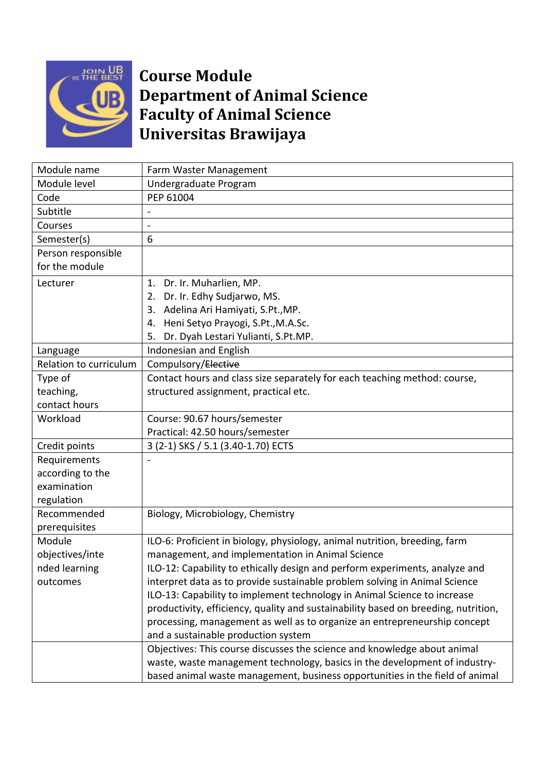# Course Module
# Department of Animal Science
# Faculty of Animal Science
# Universitas Brawijaya

| Module name | Farm Waster Management |
|---|---|
| Module level | Undergraduate Program |
| Code | PEP 61004 |
| Subtitle | - |
| Courses | - |
| Semester(s) | 6 |
| Person responsible for the module | |
| Lecturer | 1. Dr. Ir. Muharlien, MP.<br>2. Dr. Ir. Edhy Sudjarwo, MS.<br>3. Adelina Ari Hamiyati, S.Pt.,MP.<br>4. Heni Setyo Prayogi, S.Pt.,M.A.Sc.<br>5. Dr. Dyah Lestari Yulianti, S.Pt.MP. |
| Language | Indonesian and English |
| Relation to curriculum | Compulsory/~~Elective~~ |
| Type of teaching, contact hours | Contact hours and class size separately for each teaching method: course, structured assignment, practical etc. |
| Workload | Course: 90.67 hours/semester<br>Practical: 42.50 hours/semester |
| Credit points | 3 (2-1) SKS / 5.1 (3.40-1.70) ECTS |
| Requirements according to the examination regulation | - |
| Recommended prerequisites | Biology, Microbiology, Chemistry |
| Module objectives/intended learning outcomes | ILO-6: Proficient in biology, physiology, animal nutrition, breeding, farm management, and implementation in Animal Science<br>ILO-12: Capability to ethically design and perform experiments, analyze and interpret data as to provide sustainable problem solving in Animal Science<br>ILO-13: Capability to implement technology in Animal Science to increase productivity, efficiency, quality and sustainability based on breeding, nutrition, processing, management as well as to organize an entrepreneurship concept and a sustainable production system |
| | Objectives: This course discusses the science and knowledge about animal waste, waste management technology, basics in the development of industry-based animal waste management, business opportunities in the field of animal |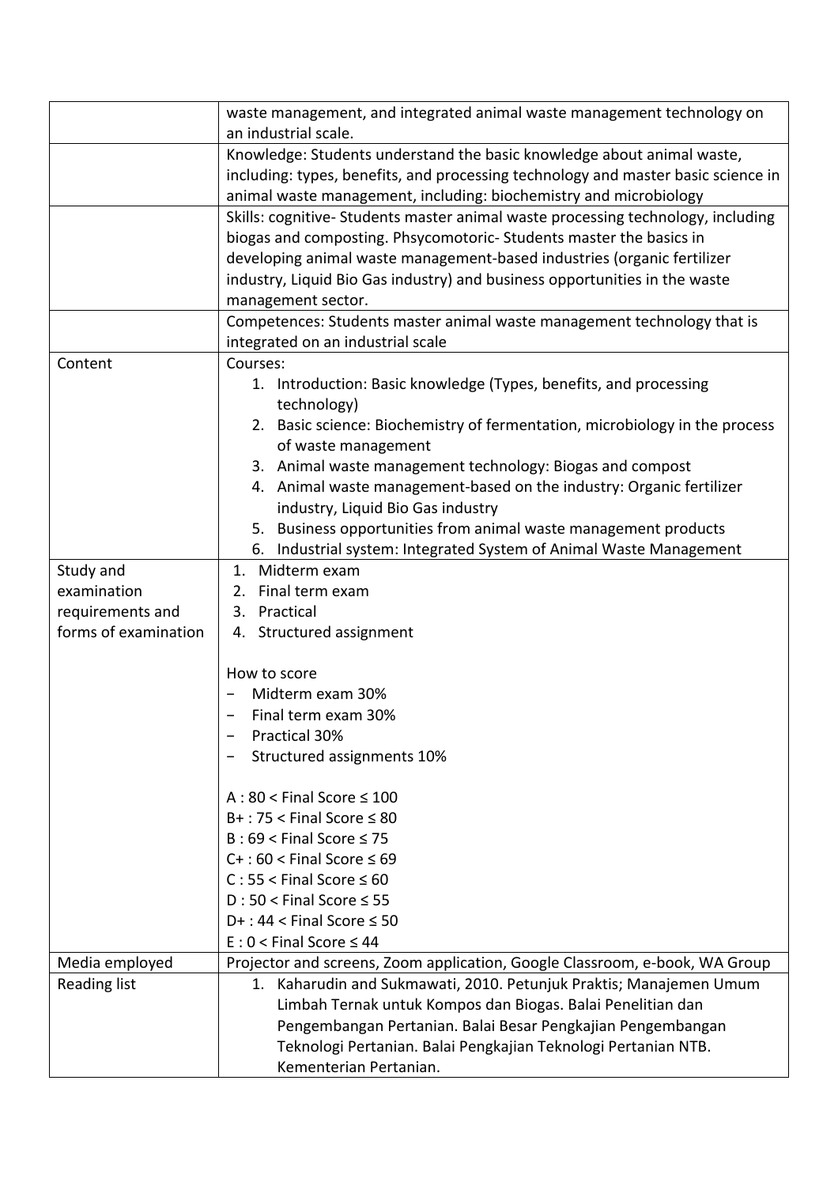|  |  |
|---|---|
|  | waste management, and integrated animal waste management technology on an industrial scale. |
|  | Knowledge: Students understand the basic knowledge about animal waste, including: types, benefits, and processing technology and master basic science in animal waste management, including: biochemistry and microbiology |
|  | Skills: cognitive- Students master animal waste processing technology, including biogas and composting. Phsycomotoric- Students master the basics in developing animal waste management-based industries (organic fertilizer industry, Liquid Bio Gas industry) and business opportunities in the waste management sector. |
|  | Competences: Students master animal waste management technology that is integrated on an industrial scale |
| Content | Courses:<br>1. Introduction: Basic knowledge (Types, benefits, and processing technology)<br>2. Basic science: Biochemistry of fermentation, microbiology in the process of waste management<br>3. Animal waste management technology: Biogas and compost<br>4. Animal waste management-based on the industry: Organic fertilizer industry, Liquid Bio Gas industry<br>5. Business opportunities from animal waste management products<br>6. Industrial system: Integrated System of Animal Waste Management |
| Study and examination requirements and forms of examination | 1. Midterm exam<br>2. Final term exam<br>3. Practical<br>4. Structured assignment<br><br>How to score<br>- Midterm exam 30%<br>- Final term exam 30%<br>- Practical 30%<br>- Structured assignments 10%<br><br>A : 80 < Final Score ≤ 100<br>B+ : 75 < Final Score ≤ 80<br>B : 69 < Final Score ≤ 75<br>C+ : 60 < Final Score ≤ 69<br>C : 55 < Final Score ≤ 60<br>D : 50 < Final Score ≤ 55<br>D+ : 44 < Final Score ≤ 50<br>E : 0 < Final Score ≤ 44 |
| Media employed | Projector and screens, Zoom application, Google Classroom, e-book, WA Group |
| Reading list | 1. Kaharudin and Sukmawati, 2010. Petunjuk Praktis; Manajemen Umum Limbah Ternak untuk Kompos dan Biogas. Balai Penelitian dan Pengembangan Pertanian. Balai Besar Pengkajian Pengembangan Teknologi Pertanian. Balai Pengkajian Teknologi Pertanian NTB. Kementerian Pertanian. |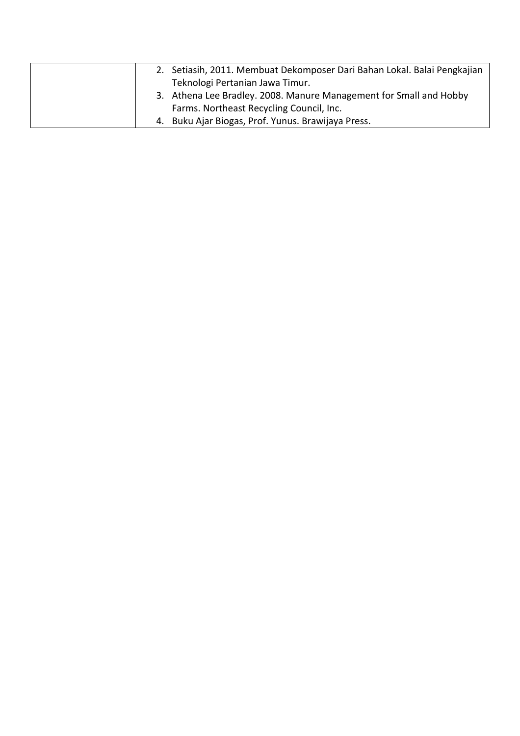| | |
|---|---|
| | 2. Setiasih, 2011. Membuat Dekomposer Dari Bahan Lokal. Balai Pengkajian Teknologi Pertanian Jawa Timur.<br>3. Athena Lee Bradley. 2008. Manure Management for Small and Hobby Farms. Northeast Recycling Council, Inc.<br>4. Buku Ajar Biogas, Prof. Yunus. Brawijaya Press. |